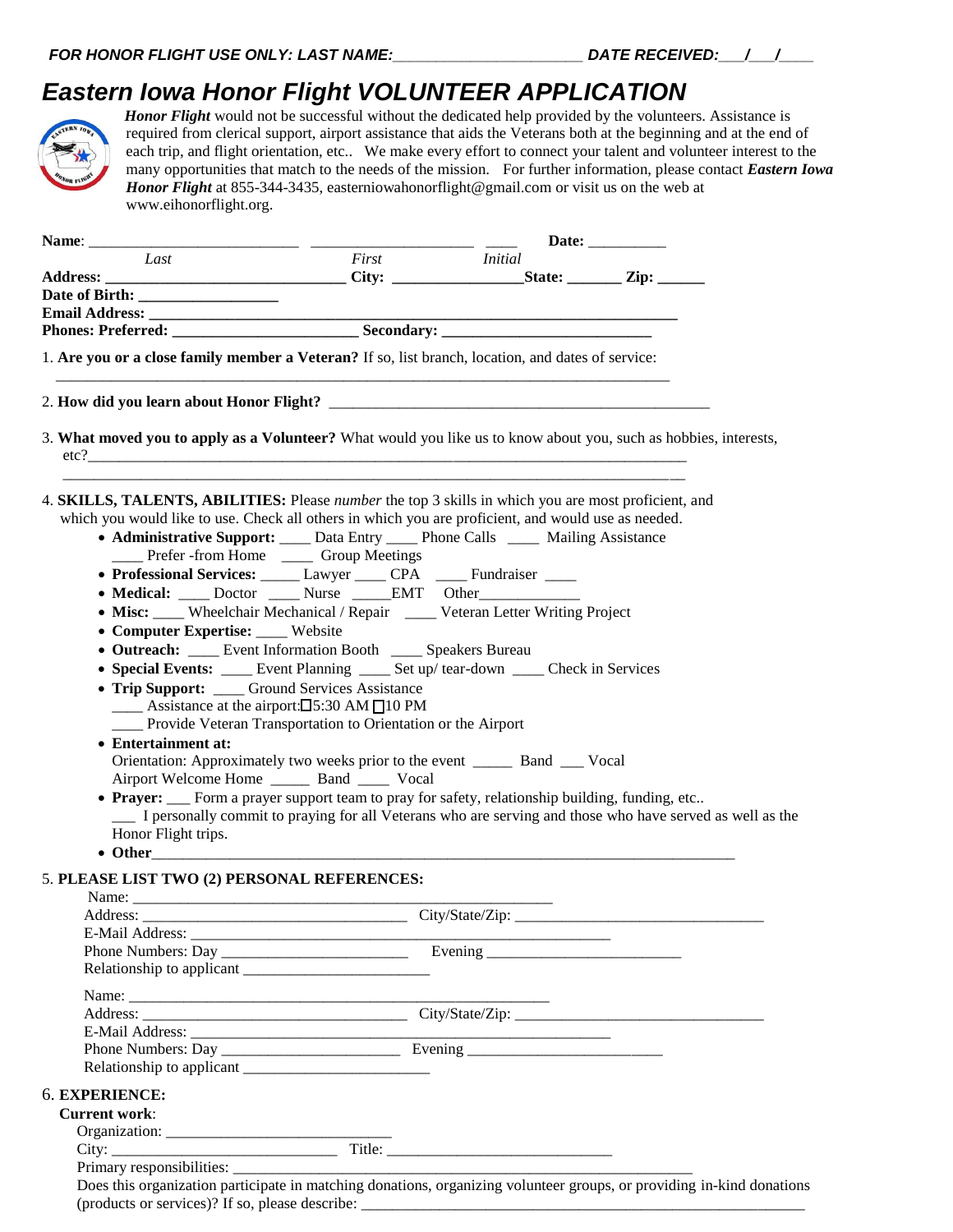*FOR HONOR FLIGHT USE ONLY: LAST NAME:______________________ DATE RECEIVED:___/___/____*

# *Eastern Iowa Honor Flight VOLUNTEER APPLICATION*

***Honor Flight*** would not be successful without the dedicated help provided by the volunteers. Assistance is required from clerical support, airport assistance that aids the Veterans both at the beginning and at the end of each trip, and flight orientation, etc.. We make every effort to connect your talent and volunteer interest to the many opportunities that match to the needs of the mission. For further information, please contact ***Eastern Iowa Honor Flight*** at 855-344-3435, easterniowahonorflight@gmail.com or visit us on the web at www.eihonorflight.org.

**Name**: ___________________________ ____________________ ____ **Date:** __________
*Last* *First* *Initial*

**Address: ______________________________ City: ________________State: _______ Zip: ______**

**Date of Birth: __________________**

**Email Address: ____________________________________________________________________**

**Phones: Preferred: _______________________ Secondary: __________________________**

1. **Are you or a close family member a Veteran?** If so, list branch, location, and dates of service:
_______________________________________________________________________________

2. **How did you learn about Honor Flight?** _______________________________________________

3. **What moved you to apply as a Volunteer?** What would you like us to know about you, such as hobbies, interests, etc?_______________________________________________________________________________
_______________________________________________________________________________

4. **SKILLS, TALENTS, ABILITIES:** Please *number* the top 3 skills in which you are most proficient, and which you would like to use. Check all others in which you are proficient, and would use as needed.

- **Administrative Support:** ____ Data Entry ____ Phone Calls ____ Mailing Assistance ____ Prefer -from Home ____ Group Meetings
- **Professional Services:** _____ Lawyer ____ CPA ____ Fundraiser ____
- **Medical:** ____ Doctor ____ Nurse _____EMT Other_____________
- **Misc:** ____ Wheelchair Mechanical / Repair ____ Veteran Letter Writing Project
- **Computer Expertise:** ____ Website
- **Outreach:** ____ Event Information Booth ____ Speakers Bureau
- **Special Events:** ____ Event Planning ____ Set up/ tear-down ____ Check in Services
- **Trip Support:** ____ Ground Services Assistance
  ____ Assistance at the airport:☐5:30 AM ☐10 PM
  ____ Provide Veteran Transportation to Orientation or the Airport
- **Entertainment at:**
  Orientation: Approximately two weeks prior to the event _____ Band ___ Vocal
  Airport Welcome Home _____ Band ____ Vocal
- **Prayer:** ___ Form a prayer support team to pray for safety, relationship building, funding, etc..
  ___ I personally commit to praying for all Veterans who are serving and those who have served as well as the Honor Flight trips.
- **Other**_______________________________________________________________________________

5. **PLEASE LIST TWO (2) PERSONAL REFERENCES:**

Name: ___________________________________________________
Address: __________________________________ City/State/Zip: ________________________________
E-Mail Address: _____________________________________________________
Phone Numbers: Day ________________________ Evening _________________________
Relationship to applicant ________________________

Name: ___________________________________________________
Address: __________________________________ City/State/Zip: ________________________________
E-Mail Address: _____________________________________________________
Phone Numbers: Day _______________________ Evening _________________________
Relationship to applicant ________________________

6. **EXPERIENCE:**

**Current work**:
Organization: _____________________________
City: _____________________________ Title: _____________________________
Primary responsibilities: ____________________________________________________________
Does this organization participate in matching donations, organizing volunteer groups, or providing in-kind donations (products or services)? If so, please describe: ____________________________________________________________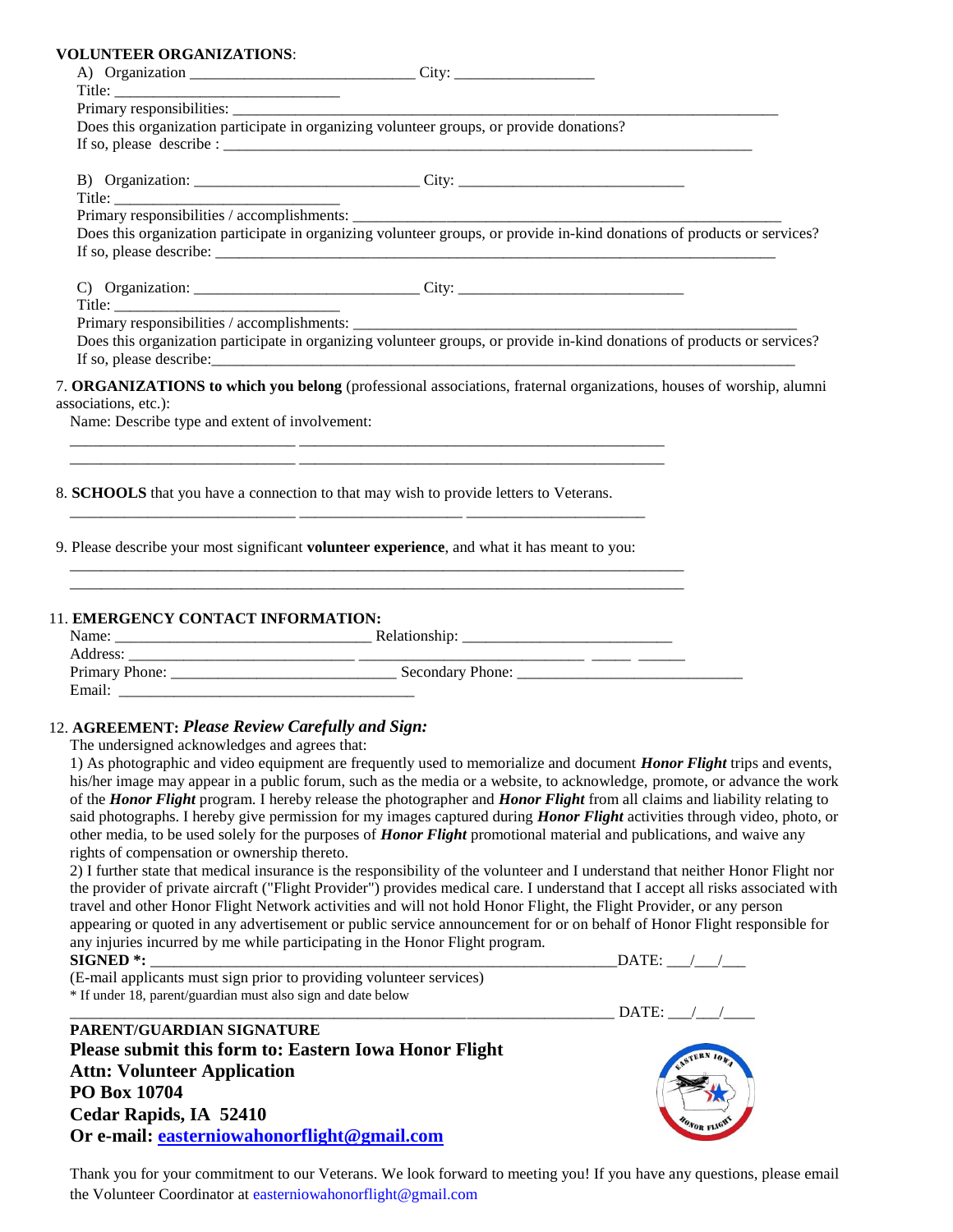**VOLUNTEER ORGANIZATIONS**:

A) Organization ____________________________ City: __________________
Title: ____________________________
Primary responsibilities: ________________________________________________________________________
Does this organization participate in organizing volunteer groups, or provide donations?
If so, please describe : __________________________________________________________________

B) Organization: ___________________________ City: ____________________________
Title: ____________________________
Primary responsibilities / accomplishments: ______________________________________________________
Does this organization participate in organizing volunteer groups, or provide in-kind donations of products or services?
If so, please describe: ____________________________________________________________________

C) Organization: ___________________________ City: ____________________________
Title: ____________________________
Primary responsibilities / accomplishments: ______________________________________________________
Does this organization participate in organizing volunteer groups, or provide in-kind donations of products or services?
If so, please describe:______________________________________________________________________

7. **ORGANIZATIONS to which you belong** (professional associations, fraternal organizations, houses of worship, alumni associations, etc.):

Name: Describe type and extent of involvement:

____________________________ ______________________________________________
____________________________ ______________________________________________

8. **SCHOOLS** that you have a connection to that may wish to provide letters to Veterans.

____________________________ ____________________ ______________________

9. Please describe your most significant **volunteer experience**, and what it has meant to you:

__________________________________________________________________________
__________________________________________________________________________

11. **EMERGENCY CONTACT INFORMATION:**

Name: ________________________________ Relationship: __________________________
Address: ____________________________ ____________________________ _____ ______
Primary Phone: ____________________________ Secondary Phone: ____________________________
Email: ____________________________________

12. **AGREEMENT:** ***Please Review Carefully and Sign:***

The undersigned acknowledges and agrees that:

1) As photographic and video equipment are frequently used to memorialize and document ***Honor Flight*** trips and events, his/her image may appear in a public forum, such as the media or a website, to acknowledge, promote, or advance the work of the ***Honor Flight*** program. I hereby release the photographer and ***Honor Flight*** from all claims and liability relating to said photographs. I hereby give permission for my images captured during ***Honor Flight*** activities through video, photo, or other media, to be used solely for the purposes of ***Honor Flight*** promotional material and publications, and waive any rights of compensation or ownership thereto.

2) I further state that medical insurance is the responsibility of the volunteer and I understand that neither Honor Flight nor the provider of private aircraft ("Flight Provider") provides medical care. I understand that I accept all risks associated with travel and other Honor Flight Network activities and will not hold Honor Flight, the Flight Provider, or any person appearing or quoted in any advertisement or public service announcement for or on behalf of Honor Flight responsible for any injuries incurred by me while participating in the Honor Flight program.

**SIGNED *:** __________________________________________________________DATE: ___/___/___

(E-mail applicants must sign prior to providing volunteer services)

* If under 18, parent/guardian must also sign and date below

________________________________________________________________ DATE: ___/___/____

**PARENT/GUARDIAN SIGNATURE**

**Please submit this form to: Eastern Iowa Honor Flight**
**Attn: Volunteer Application**
**PO Box 10704**
**Cedar Rapids, IA 52410**
**Or e-mail: easterniowahonorflight@gmail.com**

Thank you for your commitment to our Veterans. We look forward to meeting you! If you have any questions, please email the Volunteer Coordinator at easterniowahonorflight@gmail.com